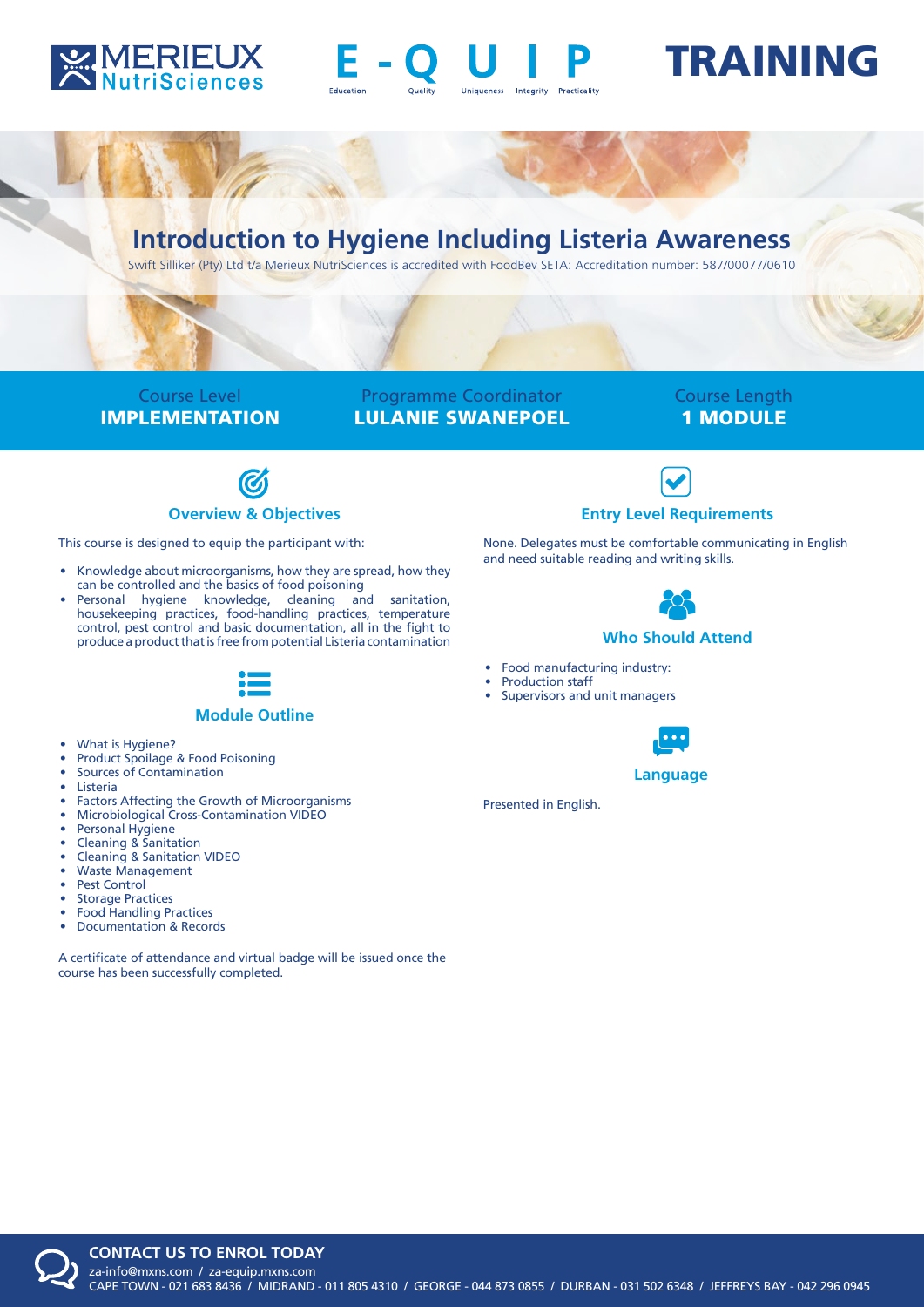MERIEUX NutriSciences

E - Q U I P
Education Quality Uniqueness Integrity Practicality

# TRAINING

## Introduction to Hygiene Including Listeria Awareness

Swift Silliker (Pty) Ltd t/a Merieux NutriSciences is accredited with FoodBev SETA: Accreditation number: 587/00077/0610

Course Level
**IMPLEMENTATION**

Programme Coordinator
**LULANIE SWANEPOEL**

Course Length
**1 MODULE**

### Overview & Objectives

This course is designed to equip the participant with:

- Knowledge about microorganisms, how they are spread, how they can be controlled and the basics of food poisoning
- Personal hygiene knowledge, cleaning and sanitation, housekeeping practices, food-handling practices, temperature control, pest control and basic documentation, all in the fight to produce a product that is free from potential Listeria contamination

### Module Outline

- What is Hygiene?
- Product Spoilage & Food Poisoning
- Sources of Contamination
- Listeria
- Factors Affecting the Growth of Microorganisms
- Microbiological Cross-Contamination VIDEO
- Personal Hygiene
- Cleaning & Sanitation
- Cleaning & Sanitation VIDEO
- Waste Management
- Pest Control
- Storage Practices
- Food Handling Practices
- Documentation & Records

A certificate of attendance and virtual badge will be issued once the course has been successfully completed.

### Entry Level Requirements

None. Delegates must be comfortable communicating in English and need suitable reading and writing skills.

### Who Should Attend

- Food manufacturing industry:
- Production staff
- Supervisors and unit managers

### Language

Presented in English.

**CONTACT US TO ENROL TODAY**
za-info@mxns.com / za-equip.mxns.com
CAPE TOWN - 021 683 8436 / MIDRAND - 011 805 4310 / GEORGE - 044 873 0855 / DURBAN - 031 502 6348 / JEFFREYS BAY - 042 296 0945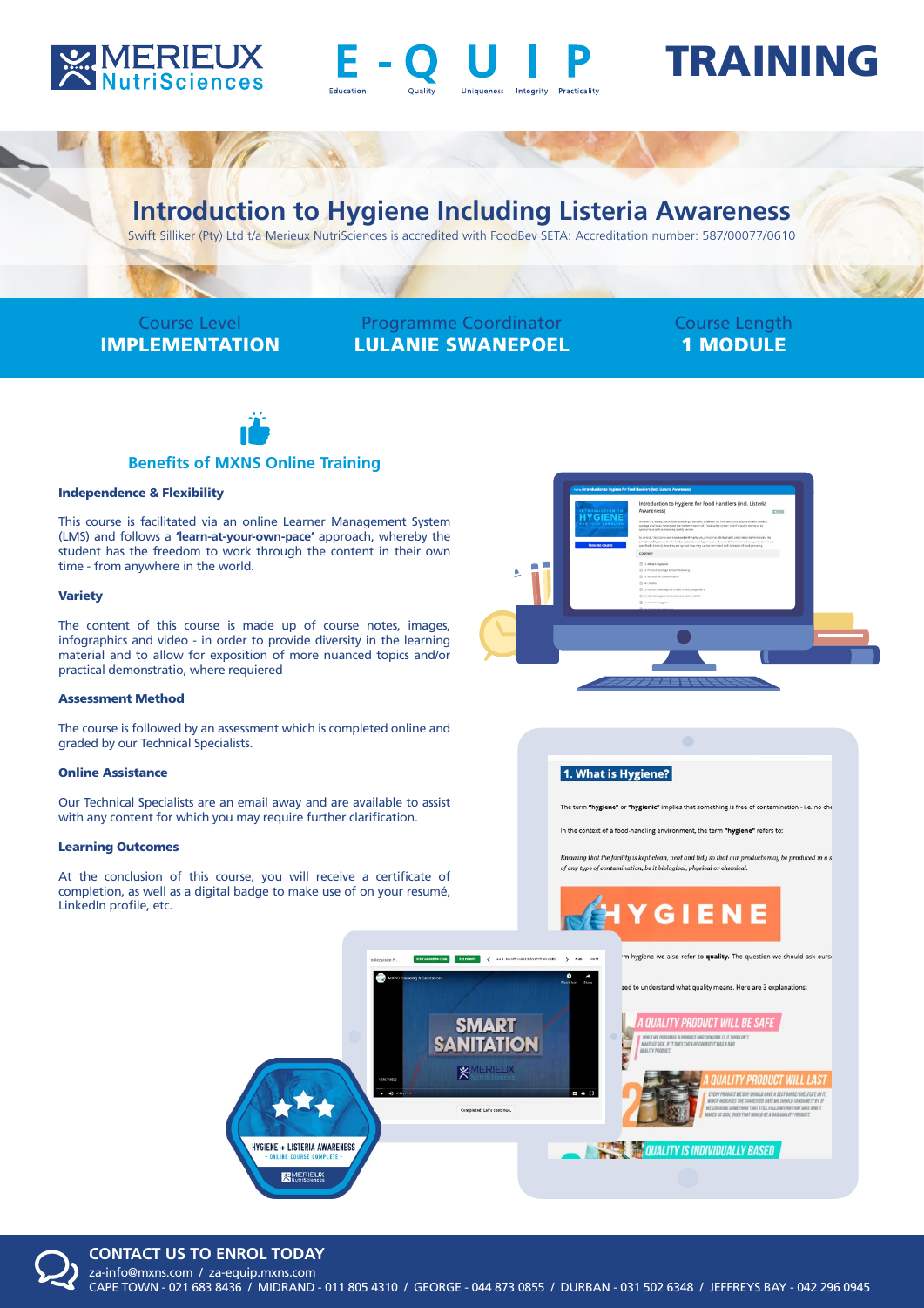MERIEUX NutriSciences

E - Q U I P

Education Quality Uniqueness Integrity Practicality

# TRAINING

## Introduction to Hygiene Including Listeria Awareness

Swift Silliker (Pty) Ltd t/a Merieux NutriSciences is accredited with FoodBev SETA: Accreditation number: 587/00077/0610

| Course Level | Programme Coordinator | Course Length |
|---|---|---|
| **IMPLEMENTATION** | **LULANIE SWANEPOEL** | **1 MODULE** |

### Benefits of MXNS Online Training

**Independence & Flexibility**

This course is facilitated via an online Learner Management System (LMS) and follows a **'learn-at-your-own-pace'** approach, whereby the student has the freedom to work through the content in their own time - from anywhere in the world.

**Variety**

The content of this course is made up of course notes, images, infographics and video - in order to provide diversity in the learning material and to allow for exposition of more nuanced topics and/or practical demonstratio, where requiered

**Assessment Method**

The course is followed by an assessment which is completed online and graded by our Technical Specialists.

**Online Assistance**

Our Technical Specialists are an email away and are available to assist with any content for which you may require further clarification.

**Learning Outcomes**

At the conclusion of this course, you will receive a certificate of completion, as well as a digital badge to make use of on your resumé, LinkedIn profile, etc.

**CONTACT US TO ENROL TODAY**

za-info@mxns.com / za-equip.mxns.com

CAPE TOWN - 021 683 8436 / MIDRAND - 011 805 4310 / GEORGE - 044 873 0855 / DURBAN - 031 502 6348 / JEFFREYS BAY - 042 296 0945